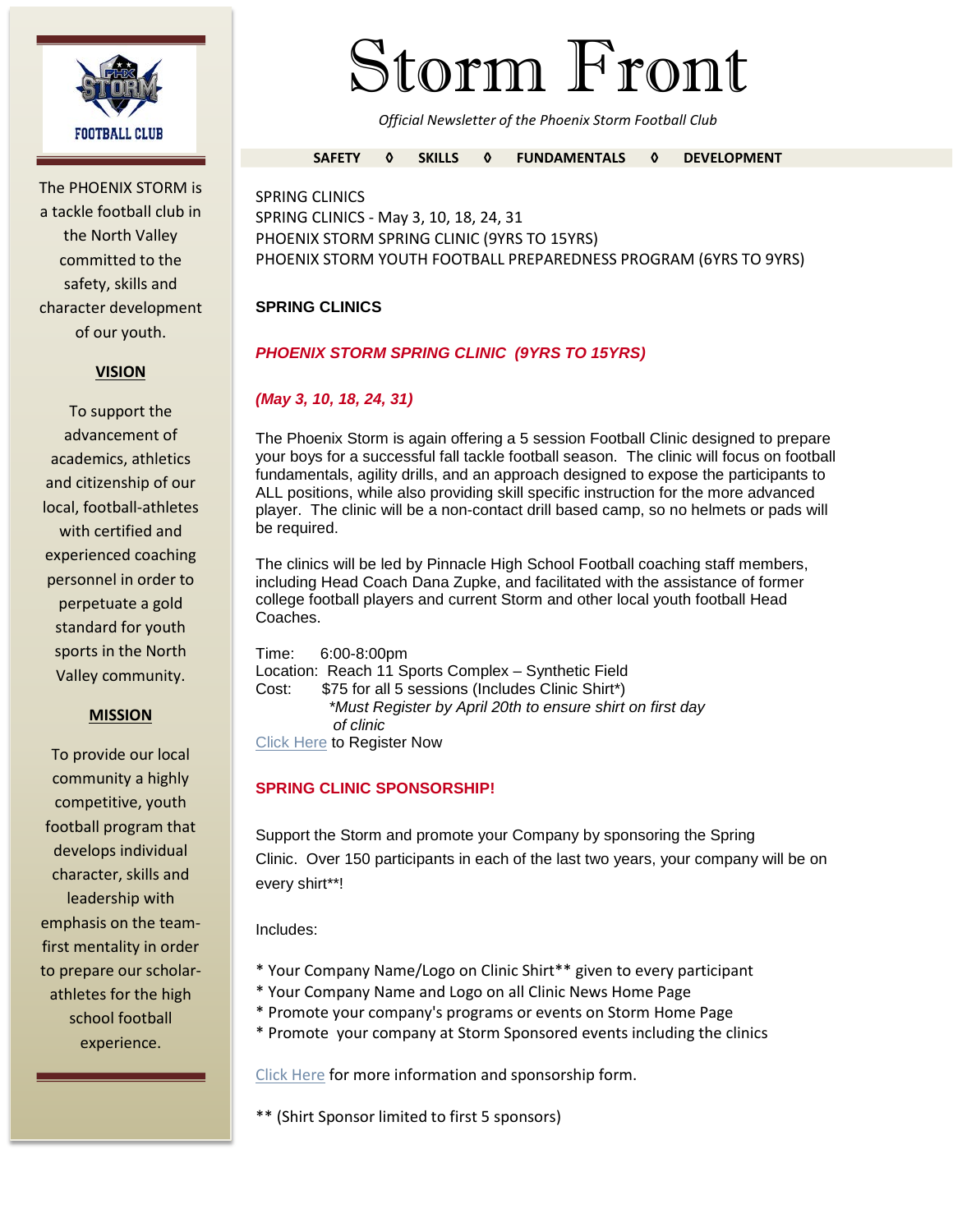# Storm Front

*Official Newsletter of the Phoenix Storm Football Club*

**SAFETY ◊ SKILLS ◊ FUNDAMENTALS ◊ DEVELOPMENT**

FOOTBALL CLUB

The PHOENIX STORM is a tackle football club in the North Valley committed to the safety, skills and character development of our youth.

**VISION**

To support the advancement of academics, athletics and citizenship of our local, football-athletes with certified and experienced coaching personnel in order to perpetuate a gold standard for youth sports in the North Valley community.

**MISSION**

To provide our local community a highly competitive, youth football program that develops individual character, skills and leadership with emphasis on the team-first mentality in order to prepare our scholar-athletes for the high school football experience.

SPRING CLINICS
SPRING CLINICS - May 3, 10, 18, 24, 31
PHOENIX STORM SPRING CLINIC (9YRS TO 15YRS)
PHOENIX STORM YOUTH FOOTBALL PREPAREDNESS PROGRAM (6YRS TO 9YRS)

## SPRING CLINICS

### *PHOENIX STORM SPRING CLINIC (9YRS TO 15YRS)*

***(May 3, 10, 18, 24, 31)***

The Phoenix Storm is again offering a 5 session Football Clinic designed to prepare your boys for a successful fall tackle football season. The clinic will focus on football fundamentals, agility drills, and an approach designed to expose the participants to ALL positions, while also providing skill specific instruction for the more advanced player. The clinic will be a non-contact drill based camp, so no helmets or pads will be required.

The clinics will be led by Pinnacle High School Football coaching staff members, including Head Coach Dana Zupke, and facilitated with the assistance of former college football players and current Storm and other local youth football Head Coaches.

Time: 6:00-8:00pm
Location: Reach 11 Sports Complex – Synthetic Field
Cost: $75 for all 5 sessions (Includes Clinic Shirt*)
*Must Register by April 20th to ensure shirt on first day of clinic*
Click Here to Register Now

### SPRING CLINIC SPONSORSHIP!

Support the Storm and promote your Company by sponsoring the Spring Clinic. Over 150 participants in each of the last two years, your company will be on every shirt**!

Includes:

* Your Company Name/Logo on Clinic Shirt** given to every participant
* Your Company Name and Logo on all Clinic News Home Page
* Promote your company's programs or events on Storm Home Page
* Promote your company at Storm Sponsored events including the clinics

Click Here for more information and sponsorship form.

** (Shirt Sponsor limited to first 5 sponsors)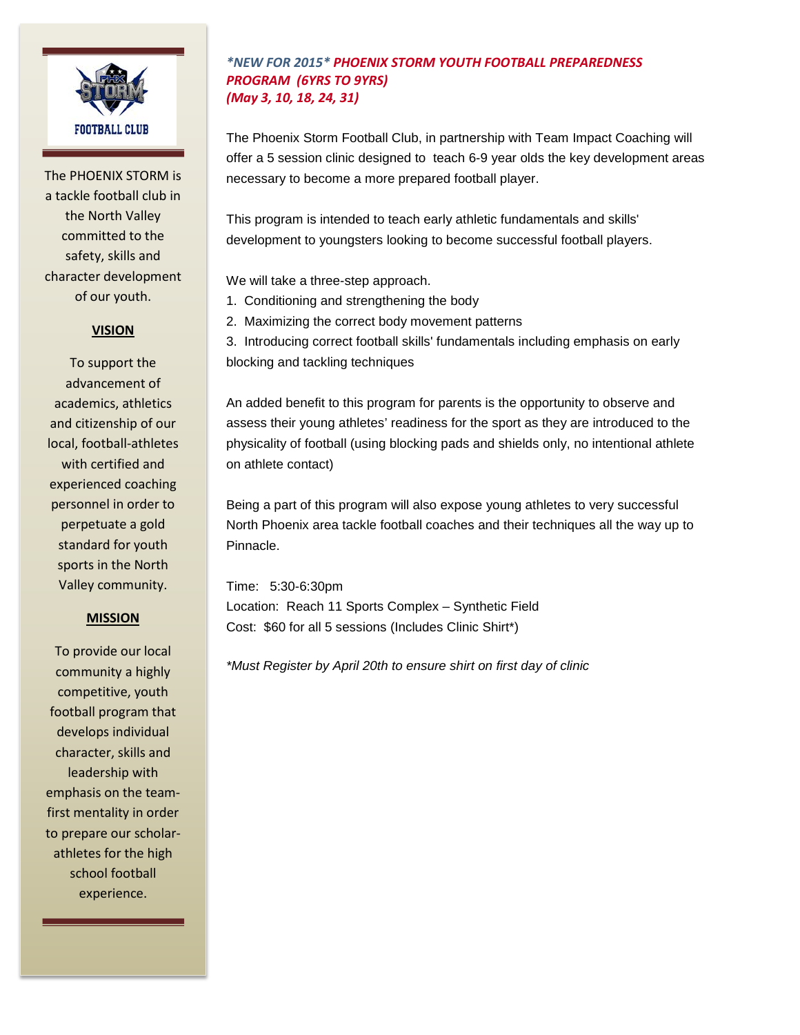FOOTBALL CLUB

The PHOENIX STORM is a tackle football club in the North Valley committed to the safety, skills and character development of our youth.

**VISION**

To support the advancement of academics, athletics and citizenship of our local, football-athletes with certified and experienced coaching personnel in order to perpetuate a gold standard for youth sports in the North Valley community.

**MISSION**

To provide our local community a highly competitive, youth football program that develops individual character, skills and leadership with emphasis on the team-first mentality in order to prepare our scholar-athletes for the high school football experience.

***\*NEW FOR 2015\* PHOENIX STORM YOUTH FOOTBALL PREPAREDNESS PROGRAM (6YRS TO 9YRS)***
***(May 3, 10, 18, 24, 31)***

The Phoenix Storm Football Club, in partnership with Team Impact Coaching will offer a 5 session clinic designed to teach 6-9 year olds the key development areas necessary to become a more prepared football player.

This program is intended to teach early athletic fundamentals and skills' development to youngsters looking to become successful football players.

We will take a three-step approach.

1. Conditioning and strengthening the body
2. Maximizing the correct body movement patterns
3. Introducing correct football skills' fundamentals including emphasis on early blocking and tackling techniques

An added benefit to this program for parents is the opportunity to observe and assess their young athletes' readiness for the sport as they are introduced to the physicality of football (using blocking pads and shields only, no intentional athlete on athlete contact)

Being a part of this program will also expose young athletes to very successful North Phoenix area tackle football coaches and their techniques all the way up to Pinnacle.

Time: 5:30-6:30pm
Location: Reach 11 Sports Complex – Synthetic Field
Cost: $60 for all 5 sessions (Includes Clinic Shirt*)

*\*Must Register by April 20th to ensure shirt on first day of clinic*